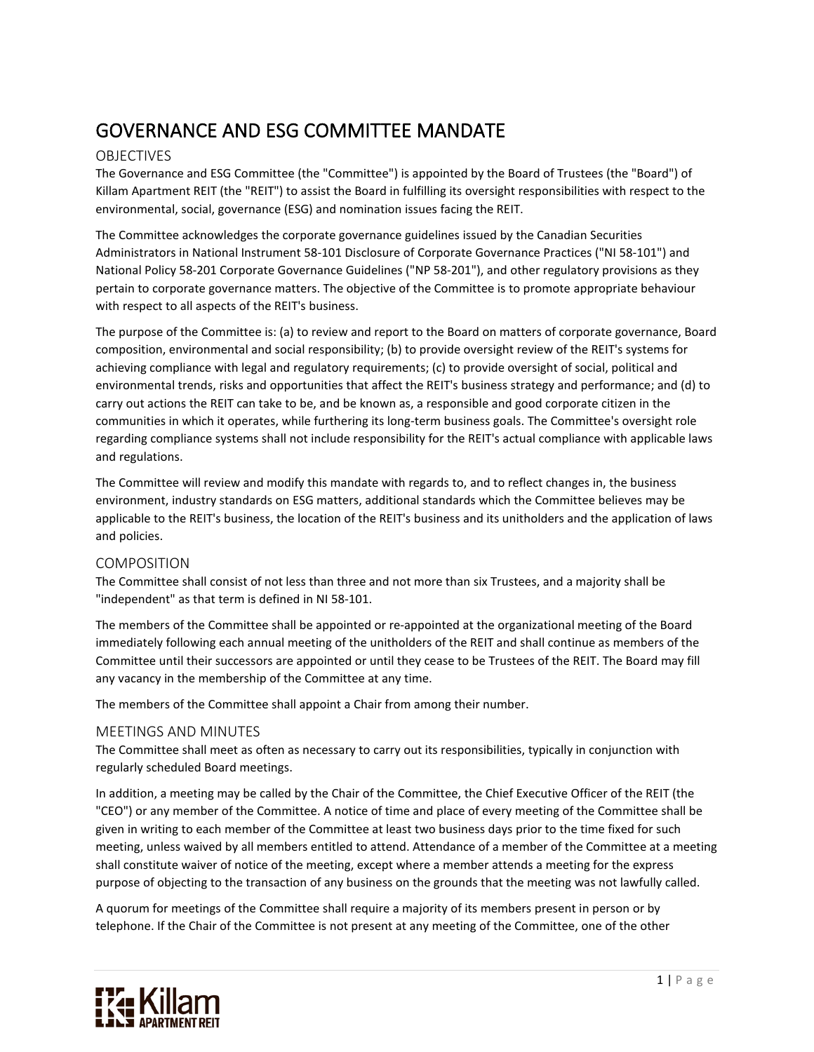# GOVERNANCE AND ESG COMMITTEE MANDATE

## OBJECTIVES

The Governance and ESG Committee (the "Committee") is appointed by the Board of Trustees (the "Board") of Killam Apartment REIT (the "REIT") to assist the Board in fulfilling its oversight responsibilities with respect to the environmental, social, governance (ESG) and nomination issues facing the REIT.

The Committee acknowledges the corporate governance guidelines issued by the Canadian Securities Administrators in National Instrument 58-101 Disclosure of Corporate Governance Practices ("NI 58-101") and National Policy 58-201 Corporate Governance Guidelines ("NP 58-201"), and other regulatory provisions as they pertain to corporate governance matters. The objective of the Committee is to promote appropriate behaviour with respect to all aspects of the REIT's business.

The purpose of the Committee is: (a) to review and report to the Board on matters of corporate governance, Board composition, environmental and social responsibility; (b) to provide oversight review of the REIT's systems for achieving compliance with legal and regulatory requirements; (c) to provide oversight of social, political and environmental trends, risks and opportunities that affect the REIT's business strategy and performance; and (d) to carry out actions the REIT can take to be, and be known as, a responsible and good corporate citizen in the communities in which it operates, while furthering its long-term business goals. The Committee's oversight role regarding compliance systems shall not include responsibility for the REIT's actual compliance with applicable laws and regulations.

The Committee will review and modify this mandate with regards to, and to reflect changes in, the business environment, industry standards on ESG matters, additional standards which the Committee believes may be applicable to the REIT's business, the location of the REIT's business and its unitholders and the application of laws and policies.

## COMPOSITION

The Committee shall consist of not less than three and not more than six Trustees, and a majority shall be "independent" as that term is defined in NI 58-101.

The members of the Committee shall be appointed or re-appointed at the organizational meeting of the Board immediately following each annual meeting of the unitholders of the REIT and shall continue as members of the Committee until their successors are appointed or until they cease to be Trustees of the REIT. The Board may fill any vacancy in the membership of the Committee at any time.

The members of the Committee shall appoint a Chair from among their number.

## MEETINGS AND MINUTES

The Committee shall meet as often as necessary to carry out its responsibilities, typically in conjunction with regularly scheduled Board meetings.

In addition, a meeting may be called by the Chair of the Committee, the Chief Executive Officer of the REIT (the "CEO") or any member of the Committee. A notice of time and place of every meeting of the Committee shall be given in writing to each member of the Committee at least two business days prior to the time fixed for such meeting, unless waived by all members entitled to attend. Attendance of a member of the Committee at a meeting shall constitute waiver of notice of the meeting, except where a member attends a meeting for the express purpose of objecting to the transaction of any business on the grounds that the meeting was not lawfully called.

A quorum for meetings of the Committee shall require a majority of its members present in person or by telephone. If the Chair of the Committee is not present at any meeting of the Committee, one of the other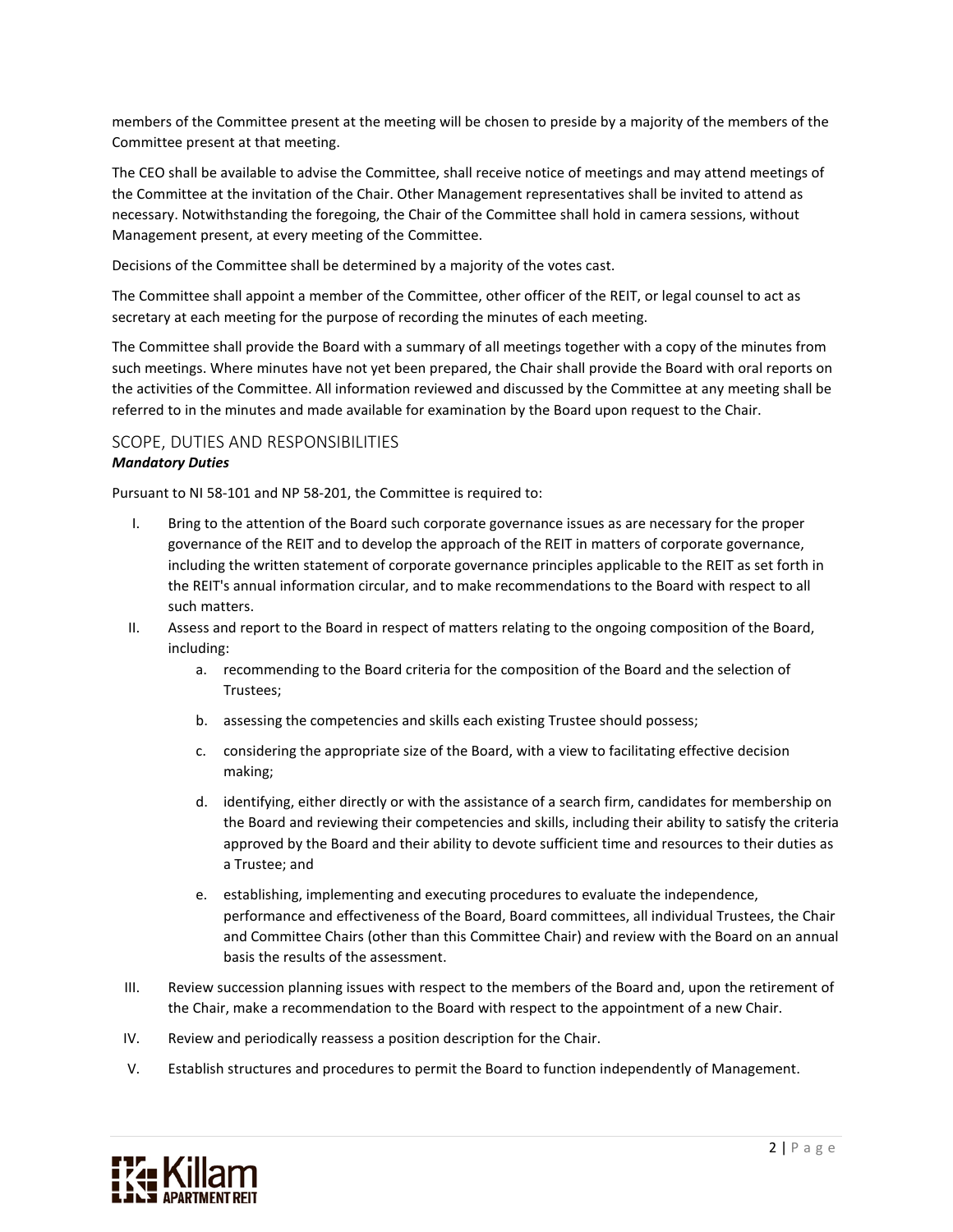members of the Committee present at the meeting will be chosen to preside by a majority of the members of the Committee present at that meeting.

The CEO shall be available to advise the Committee, shall receive notice of meetings and may attend meetings of the Committee at the invitation of the Chair. Other Management representatives shall be invited to attend as necessary. Notwithstanding the foregoing, the Chair of the Committee shall hold in camera sessions, without Management present, at every meeting of the Committee.

Decisions of the Committee shall be determined by a majority of the votes cast.

The Committee shall appoint a member of the Committee, other officer of the REIT, or legal counsel to act as secretary at each meeting for the purpose of recording the minutes of each meeting.

The Committee shall provide the Board with a summary of all meetings together with a copy of the minutes from such meetings. Where minutes have not yet been prepared, the Chair shall provide the Board with oral reports on the activities of the Committee. All information reviewed and discussed by the Committee at any meeting shall be referred to in the minutes and made available for examination by the Board upon request to the Chair.

## SCOPE, DUTIES AND RESPONSIBILITIES

***Mandatory Duties***

Pursuant to NI 58-101 and NP 58-201, the Committee is required to:

I. Bring to the attention of the Board such corporate governance issues as are necessary for the proper governance of the REIT and to develop the approach of the REIT in matters of corporate governance, including the written statement of corporate governance principles applicable to the REIT as set forth in the REIT's annual information circular, and to make recommendations to the Board with respect to all such matters.

II. Assess and report to the Board in respect of matters relating to the ongoing composition of the Board, including:

   a. recommending to the Board criteria for the composition of the Board and the selection of Trustees;

   b. assessing the competencies and skills each existing Trustee should possess;

   c. considering the appropriate size of the Board, with a view to facilitating effective decision making;

   d. identifying, either directly or with the assistance of a search firm, candidates for membership on the Board and reviewing their competencies and skills, including their ability to satisfy the criteria approved by the Board and their ability to devote sufficient time and resources to their duties as a Trustee; and

   e. establishing, implementing and executing procedures to evaluate the independence, performance and effectiveness of the Board, Board committees, all individual Trustees, the Chair and Committee Chairs (other than this Committee Chair) and review with the Board on an annual basis the results of the assessment.

III. Review succession planning issues with respect to the members of the Board and, upon the retirement of the Chair, make a recommendation to the Board with respect to the appointment of a new Chair.

IV. Review and periodically reassess a position description for the Chair.

V. Establish structures and procedures to permit the Board to function independently of Management.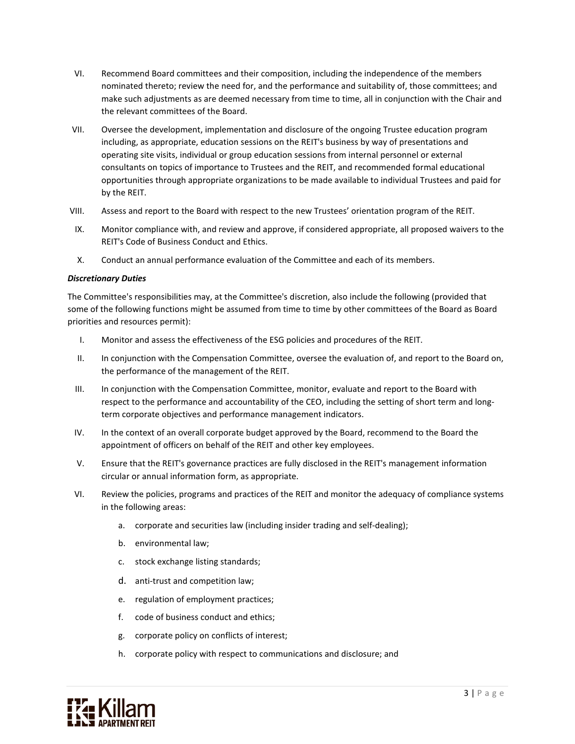VI. Recommend Board committees and their composition, including the independence of the members nominated thereto; review the need for, and the performance and suitability of, those committees; and make such adjustments as are deemed necessary from time to time, all in conjunction with the Chair and the relevant committees of the Board.

VII. Oversee the development, implementation and disclosure of the ongoing Trustee education program including, as appropriate, education sessions on the REIT's business by way of presentations and operating site visits, individual or group education sessions from internal personnel or external consultants on topics of importance to Trustees and the REIT, and recommended formal educational opportunities through appropriate organizations to be made available to individual Trustees and paid for by the REIT.

VIII. Assess and report to the Board with respect to the new Trustees' orientation program of the REIT.

IX. Monitor compliance with, and review and approve, if considered appropriate, all proposed waivers to the REIT's Code of Business Conduct and Ethics.

X. Conduct an annual performance evaluation of the Committee and each of its members.

***Discretionary Duties***

The Committee's responsibilities may, at the Committee's discretion, also include the following (provided that some of the following functions might be assumed from time to time by other committees of the Board as Board priorities and resources permit):

I. Monitor and assess the effectiveness of the ESG policies and procedures of the REIT.

II. In conjunction with the Compensation Committee, oversee the evaluation of, and report to the Board on, the performance of the management of the REIT.

III. In conjunction with the Compensation Committee, monitor, evaluate and report to the Board with respect to the performance and accountability of the CEO, including the setting of short term and long-term corporate objectives and performance management indicators.

IV. In the context of an overall corporate budget approved by the Board, recommend to the Board the appointment of officers on behalf of the REIT and other key employees.

V. Ensure that the REIT's governance practices are fully disclosed in the REIT's management information circular or annual information form, as appropriate.

VI. Review the policies, programs and practices of the REIT and monitor the adequacy of compliance systems in the following areas:

   a. corporate and securities law (including insider trading and self-dealing);

   b. environmental law;

   c. stock exchange listing standards;

   d. anti-trust and competition law;

   e. regulation of employment practices;

   f. code of business conduct and ethics;

   g. corporate policy on conflicts of interest;

   h. corporate policy with respect to communications and disclosure; and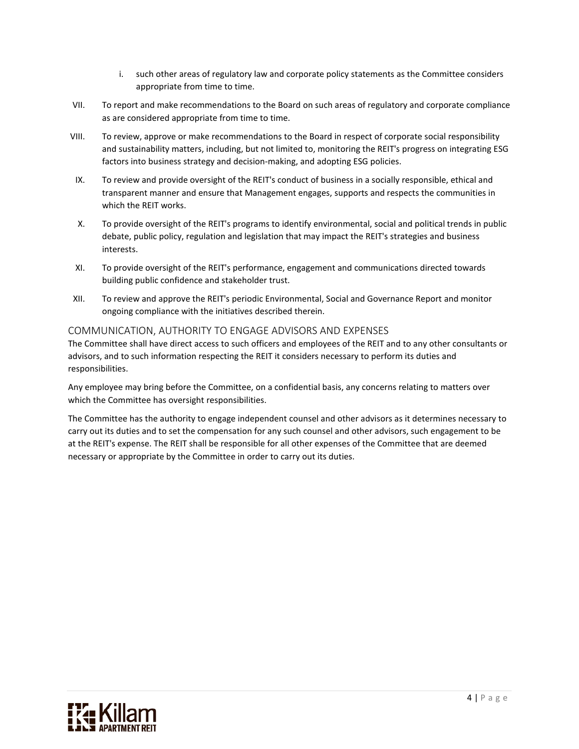i. such other areas of regulatory law and corporate policy statements as the Committee considers appropriate from time to time.

VII. To report and make recommendations to the Board on such areas of regulatory and corporate compliance as are considered appropriate from time to time.

VIII. To review, approve or make recommendations to the Board in respect of corporate social responsibility and sustainability matters, including, but not limited to, monitoring the REIT's progress on integrating ESG factors into business strategy and decision-making, and adopting ESG policies.

IX. To review and provide oversight of the REIT's conduct of business in a socially responsible, ethical and transparent manner and ensure that Management engages, supports and respects the communities in which the REIT works.

X. To provide oversight of the REIT's programs to identify environmental, social and political trends in public debate, public policy, regulation and legislation that may impact the REIT's strategies and business interests.

XI. To provide oversight of the REIT's performance, engagement and communications directed towards building public confidence and stakeholder trust.

XII. To review and approve the REIT's periodic Environmental, Social and Governance Report and monitor ongoing compliance with the initiatives described therein.

## COMMUNICATION, AUTHORITY TO ENGAGE ADVISORS AND EXPENSES

The Committee shall have direct access to such officers and employees of the REIT and to any other consultants or advisors, and to such information respecting the REIT it considers necessary to perform its duties and responsibilities.

Any employee may bring before the Committee, on a confidential basis, any concerns relating to matters over which the Committee has oversight responsibilities.

The Committee has the authority to engage independent counsel and other advisors as it determines necessary to carry out its duties and to set the compensation for any such counsel and other advisors, such engagement to be at the REIT's expense. The REIT shall be responsible for all other expenses of the Committee that are deemed necessary or appropriate by the Committee in order to carry out its duties.